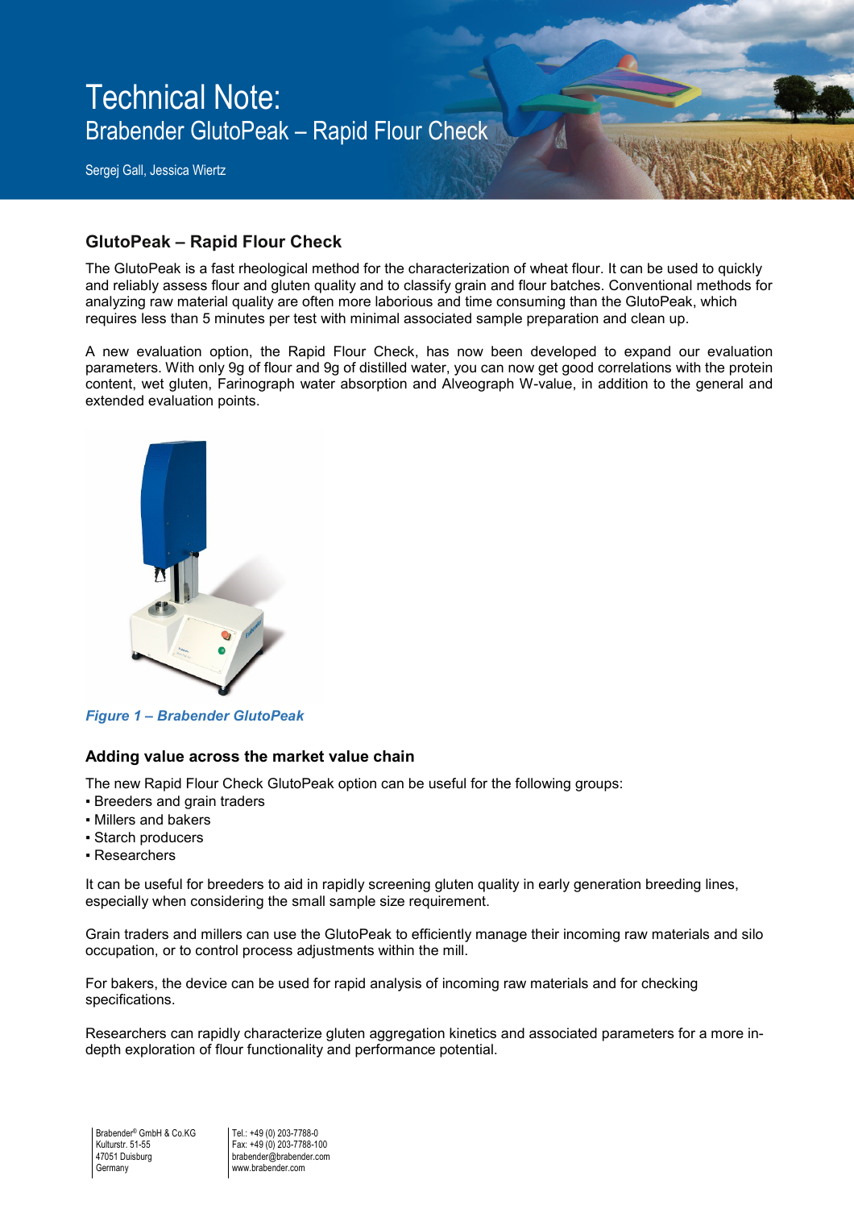# Technical Note:
## Brabender GlutoPeak – Rapid Flour Check

Sergej Gall, Jessica Wiertz

### GlutoPeak – Rapid Flour Check

The GlutoPeak is a fast rheological method for the characterization of wheat flour. It can be used to quickly and reliably assess flour and gluten quality and to classify grain and flour batches. Conventional methods for analyzing raw material quality are often more laborious and time consuming than the GlutoPeak, which requires less than 5 minutes per test with minimal associated sample preparation and clean up.

A new evaluation option, the Rapid Flour Check, has now been developed to expand our evaluation parameters. With only 9g of flour and 9g of distilled water, you can now get good correlations with the protein content, wet gluten, Farinograph water absorption and Alveograph W-value, in addition to the general and extended evaluation points.

*Figure 1 – Brabender GlutoPeak*

### Adding value across the market value chain

The new Rapid Flour Check GlutoPeak option can be useful for the following groups:

- Breeders and grain traders
- Millers and bakers
- Starch producers
- Researchers

It can be useful for breeders to aid in rapidly screening gluten quality in early generation breeding lines, especially when considering the small sample size requirement.

Grain traders and millers can use the GlutoPeak to efficiently manage their incoming raw materials and silo occupation, or to control process adjustments within the mill.

For bakers, the device can be used for rapid analysis of incoming raw materials and for checking specifications.

Researchers can rapidly characterize gluten aggregation kinetics and associated parameters for a more in-depth exploration of flour functionality and performance potential.

Brabender® GmbH & Co.KG
Kulturstr. 51-55
47051 Duisburg
Germany

Tel.: +49 (0) 203-7788-0
Fax: +49 (0) 203-7788-100
brabender@brabender.com
www.brabender.com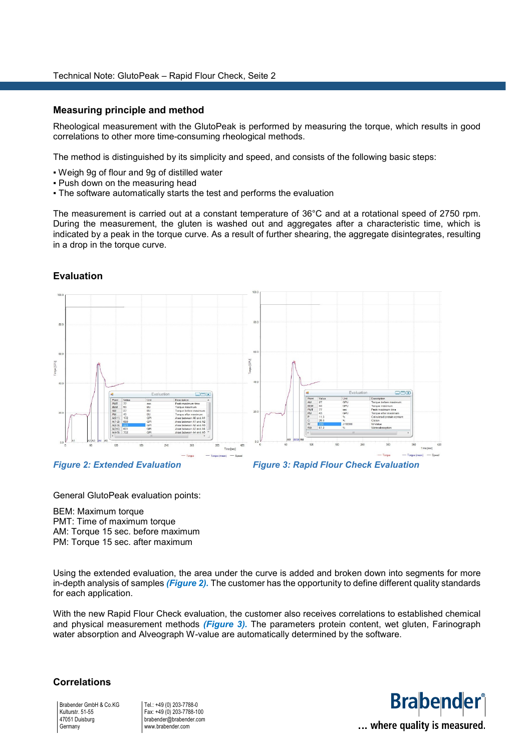## Measuring principle and method

Rheological measurement with the GlutoPeak is performed by measuring the torque, which results in good correlations to other more time-consuming rheological methods.

The method is distinguished by its simplicity and speed, and consists of the following basic steps:

- Weigh 9g of flour and 9g of distilled water
- Push down on the measuring head
- The software automatically starts the test and performs the evaluation

The measurement is carried out at a constant temperature of 36°C and at a rotational speed of 2750 rpm. During the measurement, the gluten is washed out and aggregates after a characteristic time, which is indicated by a peak in the torque curve. As a result of further shearing, the aggregate disintegrates, resulting in a drop in the torque curve.

## Evaluation

***Figure 2: Extended Evaluation***

***Figure 3: Rapid Flour Check Evaluation***

General GlutoPeak evaluation points:

BEM: Maximum torque
PMT: Time of maximum torque
AM: Torque 15 sec. before maximum
PM: Torque 15 sec. after maximum

Using the extended evaluation, the area under the curve is added and broken down into segments for more in-depth analysis of samples ***(Figure 2).*** The customer has the opportunity to define different quality standards for each application.

With the new Rapid Flour Check evaluation, the customer also receives correlations to established chemical and physical measurement methods ***(Figure 3).*** The parameters protein content, wet gluten, Farinograph water absorption and Alveograph W-value are automatically determined by the software.

## Correlations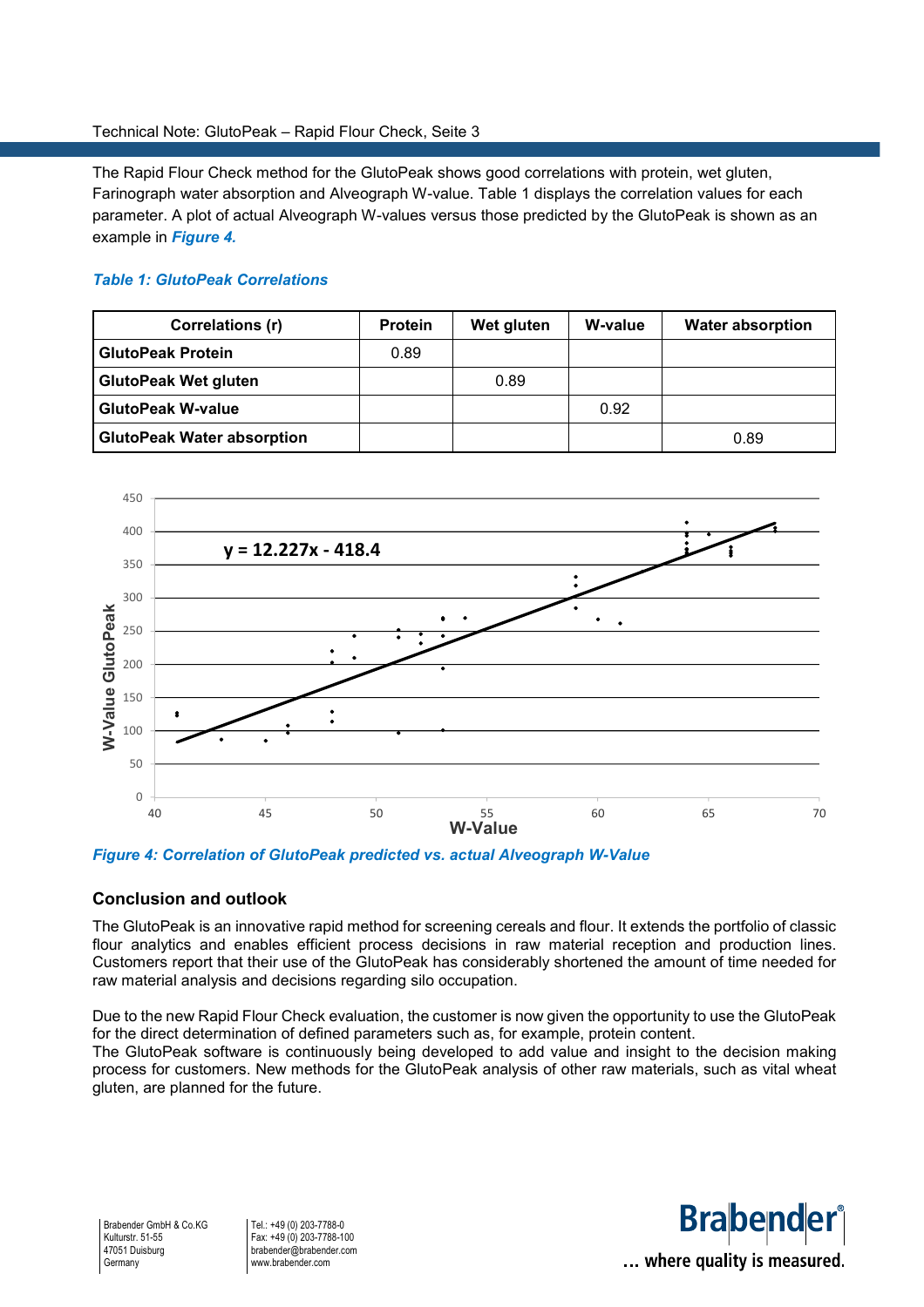The Rapid Flour Check method for the GlutoPeak shows good correlations with protein, wet gluten, Farinograph water absorption and Alveograph W-value. Table 1 displays the correlation values for each parameter. A plot of actual Alveograph W-values versus those predicted by the GlutoPeak is shown as an example in ***Figure 4.***

***Table 1: GlutoPeak Correlations***

| Correlations (r) | Protein | Wet gluten | W-value | Water absorption |
|---|---|---|---|---|
| **GlutoPeak Protein** | 0.89 | | | |
| **GlutoPeak Wet gluten** | | 0.89 | | |
| **GlutoPeak W-value** | | | 0.92 | |
| **GlutoPeak Water absorption** | | | | 0.89 |

y = 12.227x - 418.4

W-Value GlutoPeak

0
50
100
150
200
250
300
350
400
450

40
45
50
55
60
65
70

W-Value

***Figure 4: Correlation of GlutoPeak predicted vs. actual Alveograph W-Value***

## Conclusion and outlook

The GlutoPeak is an innovative rapid method for screening cereals and flour. It extends the portfolio of classic flour analytics and enables efficient process decisions in raw material reception and production lines. Customers report that their use of the GlutoPeak has considerably shortened the amount of time needed for raw material analysis and decisions regarding silo occupation.

Due to the new Rapid Flour Check evaluation, the customer is now given the opportunity to use the GlutoPeak for the direct determination of defined parameters such as, for example, protein content.
The GlutoPeak software is continuously being developed to add value and insight to the decision making process for customers. New methods for the GlutoPeak analysis of other raw materials, such as vital wheat gluten, are planned for the future.